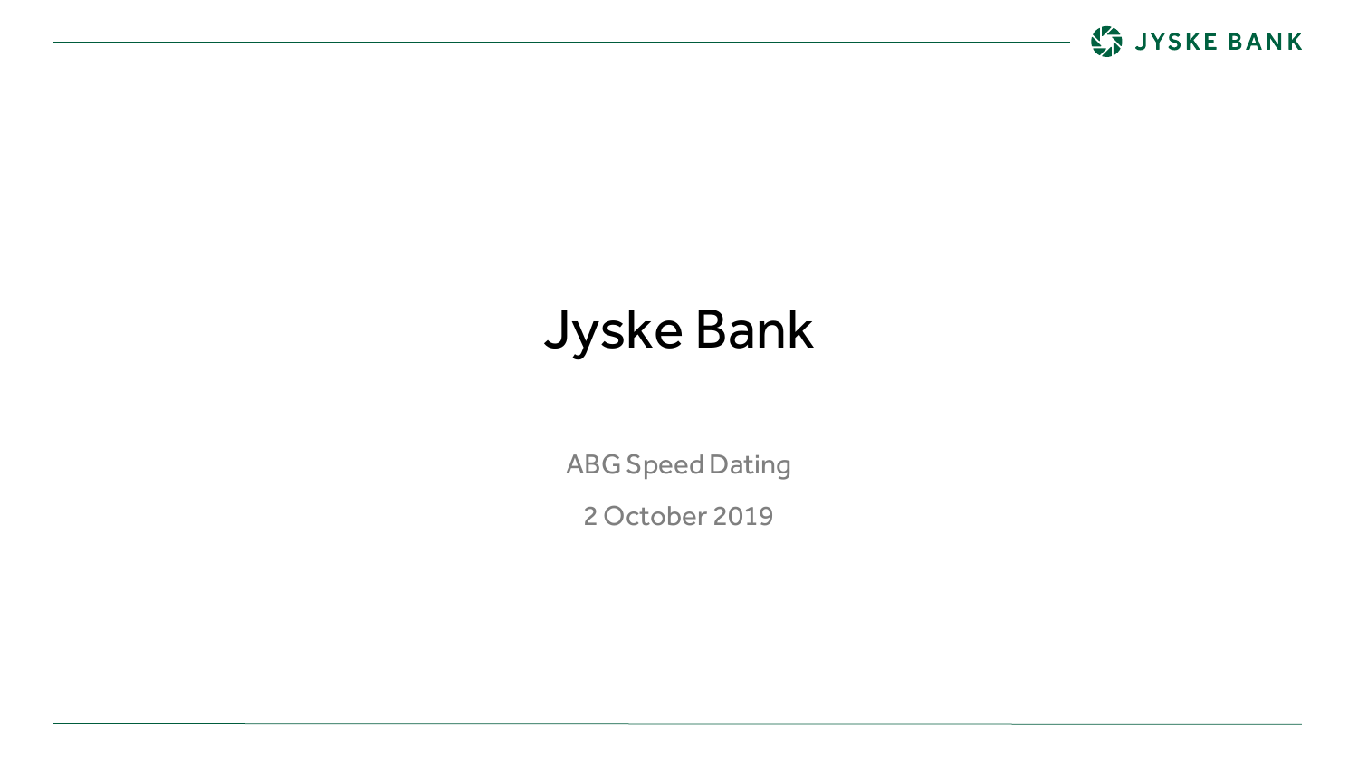# Jyske Bank

ABG Speed Dating

2 October 2019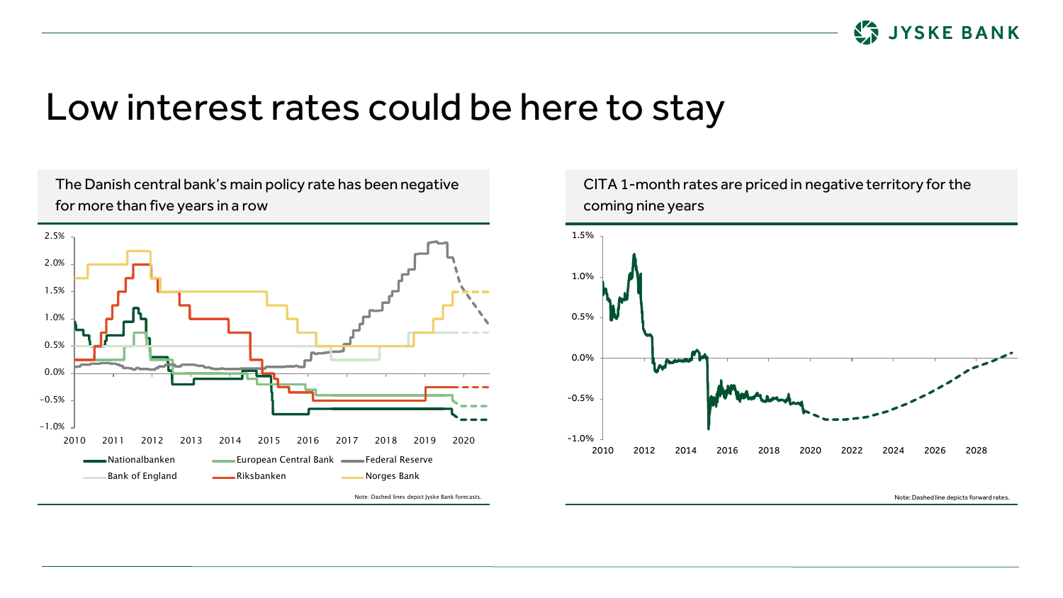# Low interest rates could be here to stay

## The Danish central bank's main policy rate has been negative for more than five years in a row

2.5%
2.0%
1.5%
1.0%
0.5%
0.0%
−0.5%
−1.0%

2010 2011 2012 2013 2014 2015 2016 2017 2018 2019 2020

Nationalbanken · European Central Bank · Federal Reserve · Bank of England · Riksbanken · Norges Bank

Note: Dashed lines depict Jyske Bank forecasts.

## CITA 1-month rates are priced in negative territory for the coming nine years

1.5%
1.0%
0.5%
0.0%
-0.5%
-1.0%

2010 2012 2014 2016 2018 2020 2022 2024 2026 2028

Note: Dashed line depicts forward rates.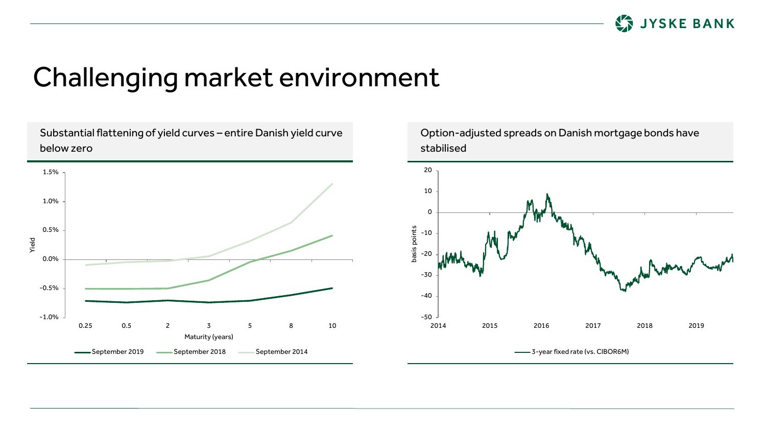# Challenging market environment

### Substantial flattening of yield curves – entire Danish yield curve below zero

Yield: 1.5%, 1.0%, 0.5%, 0.0%, -0.5%, -1.0%

Maturity (years): 0.25, 0.5, 2, 3, 5, 8, 10

September 2019 — September 2018 — September 2014

### Option-adjusted spreads on Danish mortgage bonds have stabilised

basis points: 20, 10, 0, -10, -20, -30, -40, -50

2014, 2015, 2016, 2017, 2018, 2019

3-year fixed rate (vs. CIBOR6M)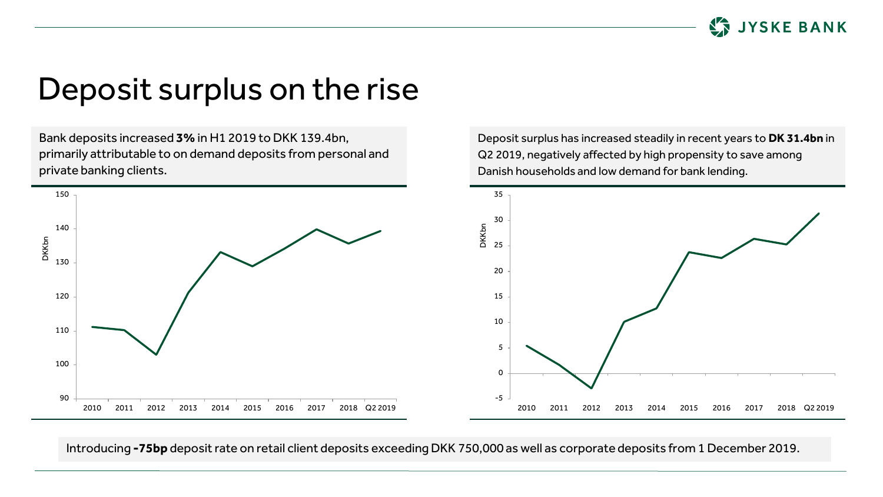# Deposit surplus on the rise

Bank deposits increased **3%** in H1 2019 to DKK 139.4bn, primarily attributable to on demand deposits from personal and private banking clients.

Deposit surplus has increased steadily in recent years to **DK 31.4bn** in Q2 2019, negatively affected by high propensity to save among Danish households and low demand for bank lending.

Introducing **-75bp** deposit rate on retail client deposits exceeding DKK 750,000 as well as corporate deposits from 1 December 2019.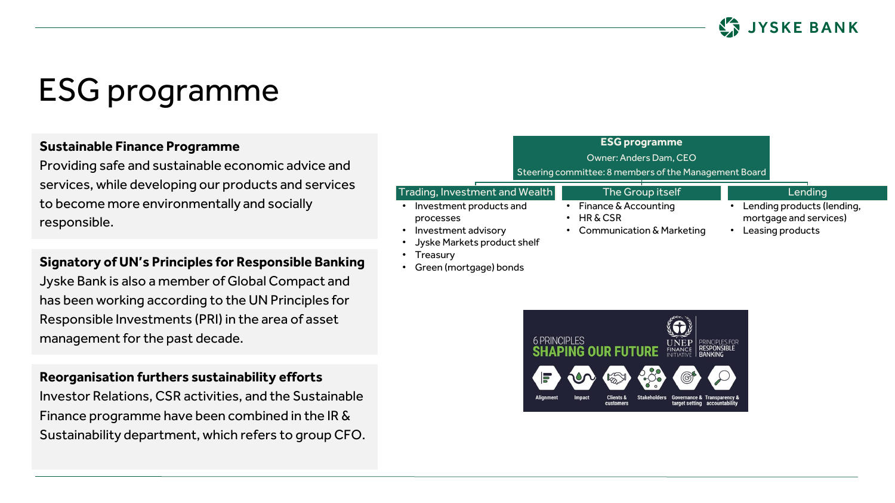# ESG programme

**Sustainable Finance Programme**

Providing safe and sustainable economic advice and services, while developing our products and services to become more environmentally and socially responsible.

**Signatory of UN's Principles for Responsible Banking**

Jyske Bank is also a member of Global Compact and has been working according to the UN Principles for Responsible Investments (PRI) in the area of asset management for the past decade.

**Reorganisation furthers sustainability efforts**

Investor Relations, CSR activities, and the Sustainable Finance programme have been combined in the IR & Sustainability department, which refers to group CFO.

**ESG programme**

Owner: Anders Dam, CEO

Steering committee: 8 members of the Management Board

**Trading, Investment and Wealth**

- Investment products and processes
- Investment advisory
- Jyske Markets product shelf
- Treasury
- Green (mortgage) bonds

**The Group itself**

- Finance & Accounting
- HR & CSR
- Communication & Marketing

**Lending**

- Lending products (lending, mortgage and services)
- Leasing products

6 PRINCIPLES SHAPING OUR FUTURE — UNEP FINANCE INITIATIVE — PRINCIPLES FOR RESPONSIBLE BANKING

Alignment | Impact | Clients & customers | Stakeholders | Governance & target setting | Transparency & accountability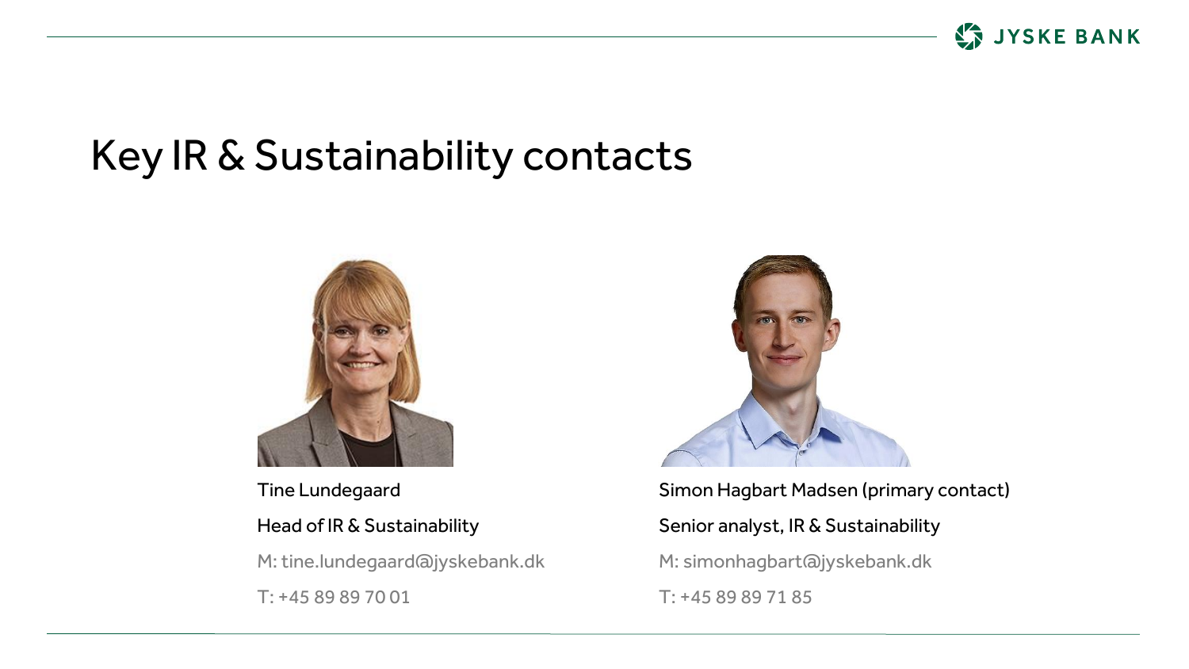# Key IR & Sustainability contacts

Tine Lundegaard

Head of IR & Sustainability

M: tine.lundegaard@jyskebank.dk

T: +45 89 89 70 01

Simon Hagbart Madsen (primary contact)

Senior analyst, IR & Sustainability

M: simonhagbart@jyskebank.dk

T: +45 89 89 71 85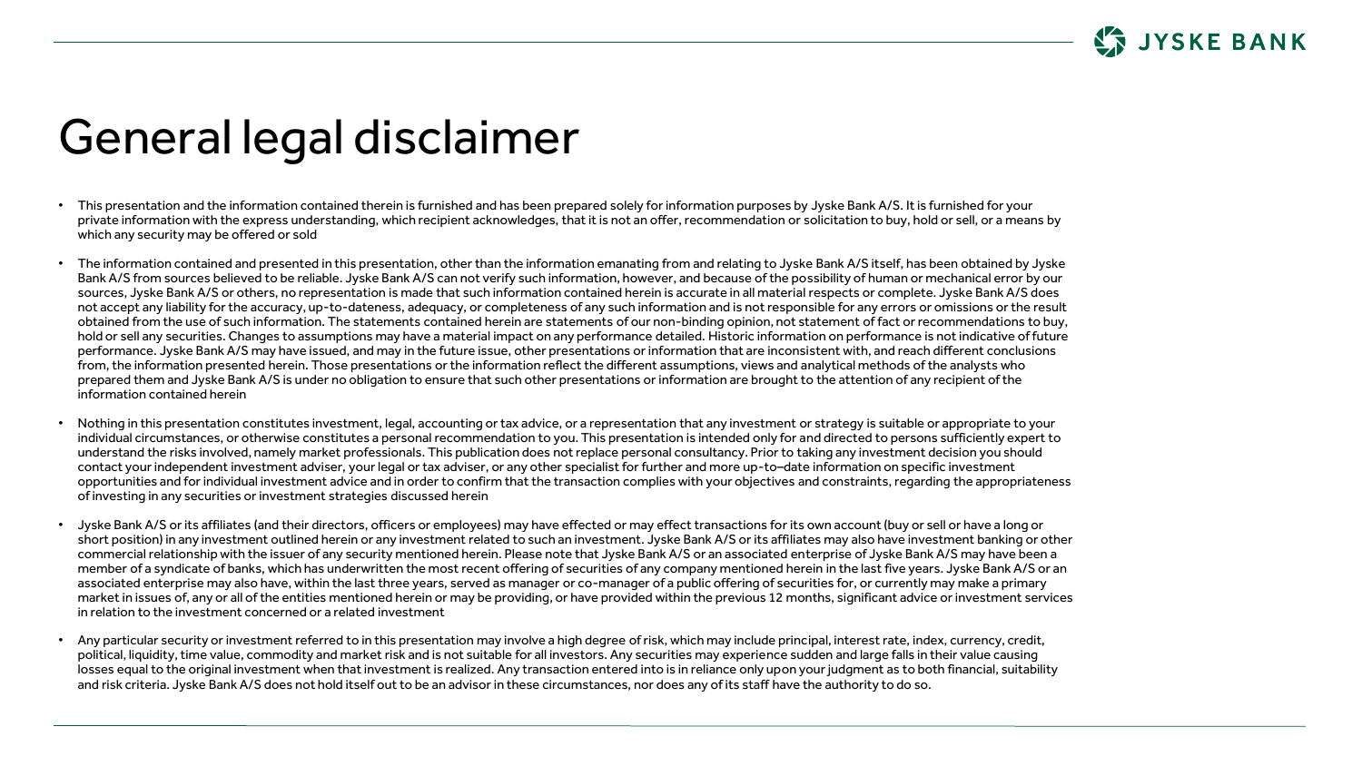# General legal disclaimer

- This presentation and the information contained therein is furnished and has been prepared solely for information purposes by Jyske Bank A/S. It is furnished for your private information with the express understanding, which recipient acknowledges, that it is not an offer, recommendation or solicitation to buy, hold or sell, or a means by which any security may be offered or sold
- The information contained and presented in this presentation, other than the information emanating from and relating to Jyske Bank A/S itself, has been obtained by Jyske Bank A/S from sources believed to be reliable. Jyske Bank A/S can not verify such information, however, and because of the possibility of human or mechanical error by our sources, Jyske Bank A/S or others, no representation is made that such information contained herein is accurate in all material respects or complete. Jyske Bank A/S does not accept any liability for the accuracy, up-to-dateness, adequacy, or completeness of any such information and is not responsible for any errors or omissions or the result obtained from the use of such information. The statements contained herein are statements of our non-binding opinion, not statement of fact or recommendations to buy, hold or sell any securities. Changes to assumptions may have a material impact on any performance detailed. Historic information on performance is not indicative of future performance. Jyske Bank A/S may have issued, and may in the future issue, other presentations or information that are inconsistent with, and reach different conclusions from, the information presented herein. Those presentations or the information reflect the different assumptions, views and analytical methods of the analysts who prepared them and Jyske Bank A/S is under no obligation to ensure that such other presentations or information are brought to the attention of any recipient of the information contained herein
- Nothing in this presentation constitutes investment, legal, accounting or tax advice, or a representation that any investment or strategy is suitable or appropriate to your individual circumstances, or otherwise constitutes a personal recommendation to you. This presentation is intended only for and directed to persons sufficiently expert to understand the risks involved, namely market professionals. This publication does not replace personal consultancy. Prior to taking any investment decision you should contact your independent investment adviser, your legal or tax adviser, or any other specialist for further and more up-to–date information on specific investment opportunities and for individual investment advice and in order to confirm that the transaction complies with your objectives and constraints, regarding the appropriateness of investing in any securities or investment strategies discussed herein
- Jyske Bank A/S or its affiliates (and their directors, officers or employees) may have effected or may effect transactions for its own account (buy or sell or have a long or short position) in any investment outlined herein or any investment related to such an investment. Jyske Bank A/S or its affiliates may also have investment banking or other commercial relationship with the issuer of any security mentioned herein. Please note that Jyske Bank A/S or an associated enterprise of Jyske Bank A/S may have been a member of a syndicate of banks, which has underwritten the most recent offering of securities of any company mentioned herein in the last five years. Jyske Bank A/S or an associated enterprise may also have, within the last three years, served as manager or co-manager of a public offering of securities for, or currently may make a primary market in issues of, any or all of the entities mentioned herein or may be providing, or have provided within the previous 12 months, significant advice or investment services in relation to the investment concerned or a related investment
- Any particular security or investment referred to in this presentation may involve a high degree of risk, which may include principal, interest rate, index, currency, credit, political, liquidity, time value, commodity and market risk and is not suitable for all investors. Any securities may experience sudden and large falls in their value causing losses equal to the original investment when that investment is realized. Any transaction entered into is in reliance only upon your judgment as to both financial, suitability and risk criteria. Jyske Bank A/S does not hold itself out to be an advisor in these circumstances, nor does any of its staff have the authority to do so.